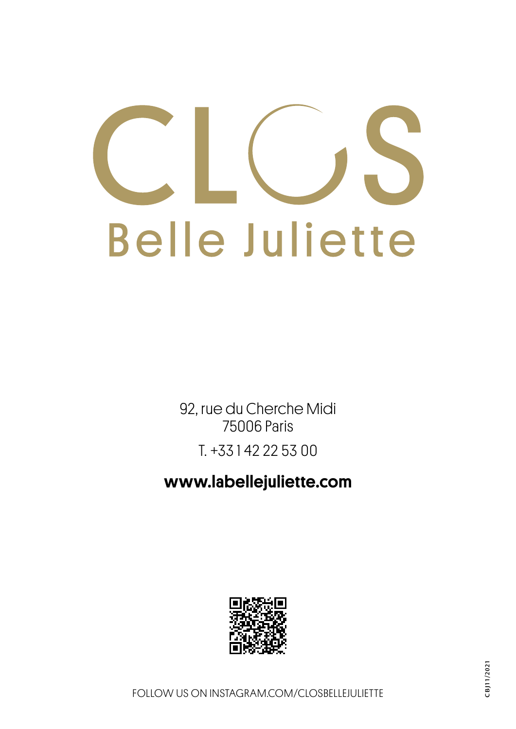# CLOS Belle Juliette

92, rue du Cherche Midi
75006 Paris

T. +33 1 42 22 53 00

**www.labellejuliette.com**

FOLLOW US ON INSTAGRAM.COM/CLOSBELLEJULIETTE

CBJ11/2021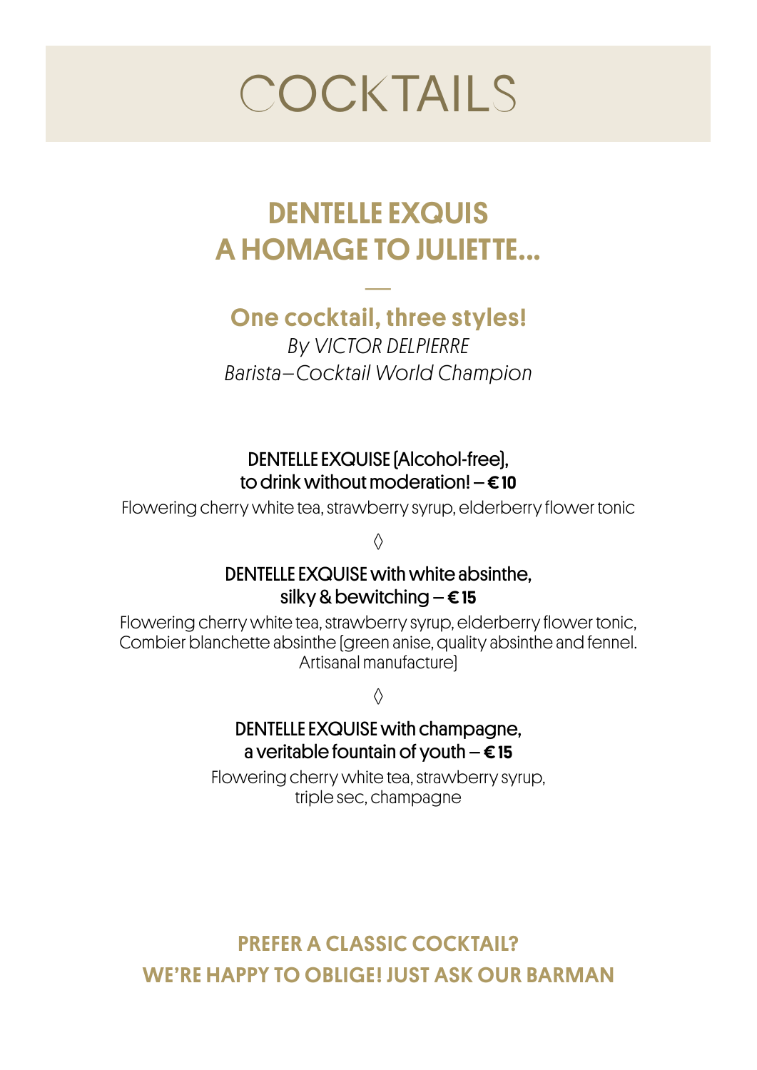# COCKTAILS

## DENTELLE EXQUIS
## A HOMAGE TO JULIETTE...

—

### One cocktail, three styles!

*By VICTOR DELPIERRE*
*Barista–Cocktail World Champion*

DENTELLE EXQUISE [Alcohol-free],
to drink without moderation! – **€ 10**

Flowering cherry white tea, strawberry syrup, elderberry flower tonic

◊

DENTELLE EXQUISE with white absinthe,
silky & bewitching – **€ 15**

Flowering cherry white tea, strawberry syrup, elderberry flower tonic,
Combier blanchette absinthe [green anise, quality absinthe and fennel.
Artisanal manufacture]

◊

DENTELLE EXQUISE with champagne,
a veritable fountain of youth – **€ 15**

Flowering cherry white tea, strawberry syrup,
triple sec, champagne

**PREFER A CLASSIC COCKTAIL?**
**WE'RE HAPPY TO OBLIGE! JUST ASK OUR BARMAN**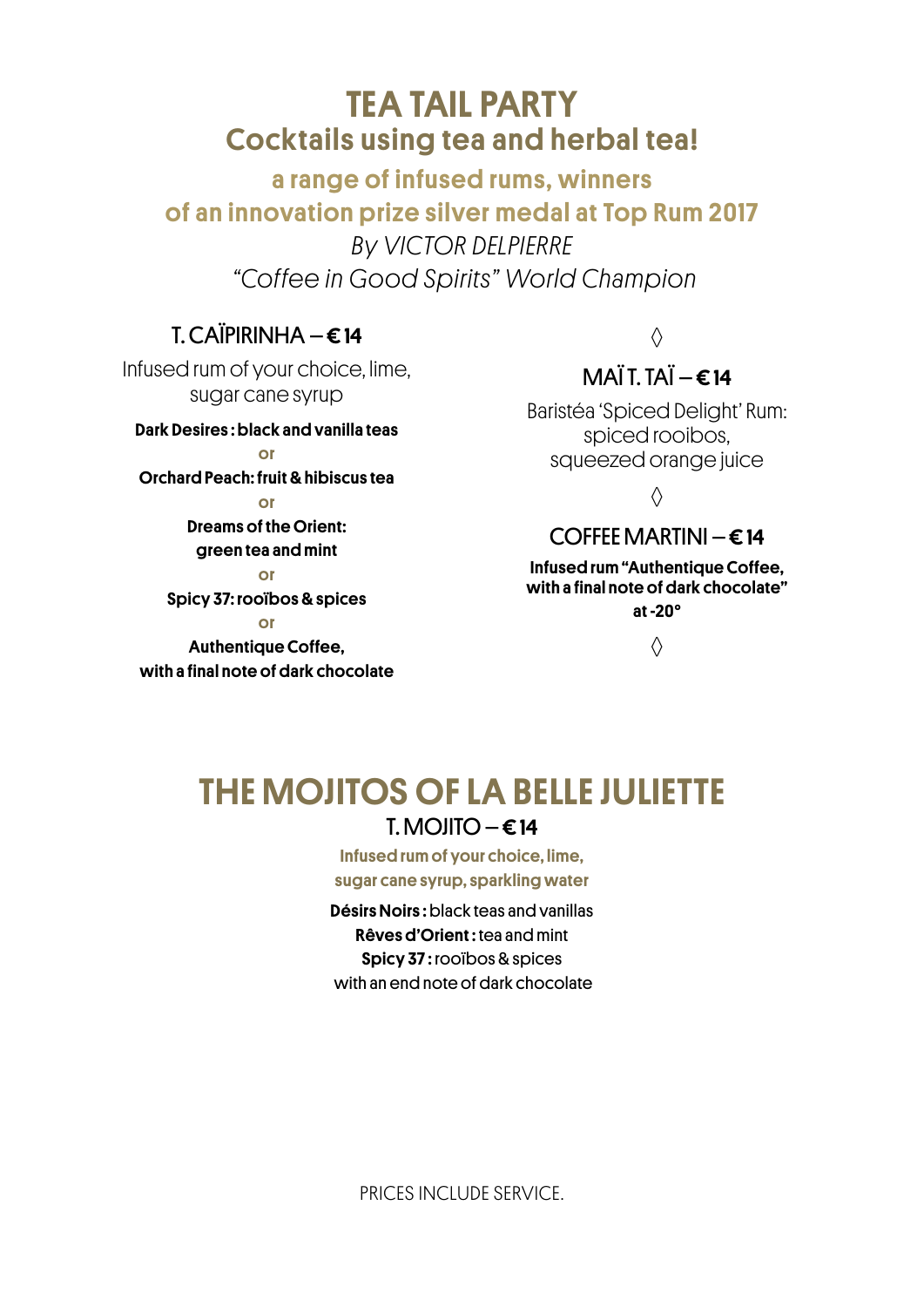# TEA TAIL PARTY

## Cocktails using tea and herbal tea!

**a range of infused rums, winners**
**of an innovation prize silver medal at Top Rum 2017**

*By VICTOR DELPIERRE*
*"Coffee in Good Spirits" World Champion*

### T. CAÏPIRINHA – **€ 14**

Infused rum of your choice, lime,
sugar cane syrup

**Dark Desires : black and vanilla teas**
**or**
**Orchard Peach: fruit & hibiscus tea**
**or**
**Dreams of the Orient:**
**green tea and mint**
**or**
**Spicy 37: rooïbos & spices**
**or**
**Authentique Coffee,**
**with a final note of dark chocolate**

◊

### MAÏ T. TAÏ – **€ 14**

Baristéa 'Spiced Delight' Rum:
spiced rooibos,
squeezed orange juice

◊

### COFFEE MARTINI – **€ 14**

**Infused rum "Authentique Coffee,**
**with a final note of dark chocolate"**
**at -20°**

◊

# THE MOJITOS OF LA BELLE JULIETTE

### T. MOJITO – **€ 14**

**Infused rum of your choice, lime,**
**sugar cane syrup, sparkling water**

**Désirs Noirs :** black teas and vanillas
**Rêves d'Orient :** tea and mint
**Spicy 37 :** rooïbos & spices
with an end note of dark chocolate

PRICES INCLUDE SERVICE.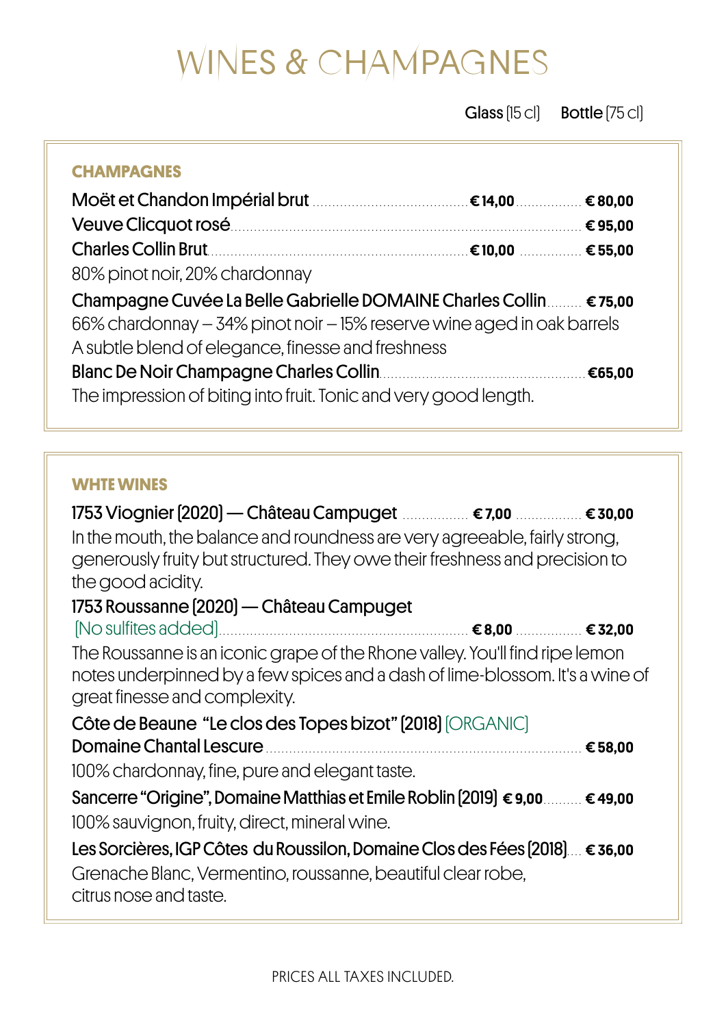# WINES & CHAMPAGNES

Glass [15 cl] Bottle [75 cl]

## CHAMPAGNES

| | Glass [15 cl] | Bottle [75 cl] |
|---|---|---|
| Moët et Chandon Impérial brut | **€ 14,00** | **€ 80,00** |
| Veuve Clicquot rosé | | **€ 95,00** |
| Charles Collin Brut | **€ 10,00** | **€ 55,00** |

80% pinot noir, 20% chardonnay

Champagne Cuvée La Belle Gabrielle DOMAINE Charles Collin **€ 75,00**

66% chardonnay – 34% pinot noir – 15% reserve wine aged in oak barrels
A subtle blend of elegance, finesse and freshness

Blanc De Noir Champagne Charles Collin **€65,00**

The impression of biting into fruit. Tonic and very good length.

## WHTE WINES

1753 Viognier [2020] — Château Campuget **€ 7,00** **€ 30,00**

In the mouth, the balance and roundness are very agreeable, fairly strong, generously fruity but structured. They owe their freshness and precision to the good acidity.

1753 Roussanne [2020] — Château Campuget
[No sulfites added] **€ 8,00** **€ 32,00**

The Roussanne is an iconic grape of the Rhone valley. You'll find ripe lemon notes underpinned by a few spices and a dash of lime-blossom. It's a wine of great finesse and complexity.

Côte de Beaune "Le clos des Topes bizot" [2018] [ORGANIC]
Domaine Chantal Lescure **€ 58,00**

100% chardonnay, fine, pure and elegant taste.

Sancerre "Origine", Domaine Matthias et Emile Roblin [2019] **€ 9,00** **€ 49,00**

100% sauvignon, fruity, direct, mineral wine.

Les Sorcières, IGP Côtes du Roussilon, Domaine Clos des Fées [2018] **€ 36,00**

Grenache Blanc, Vermentino, roussanne, beautiful clear robe,
citrus nose and taste.

PRICES ALL TAXES INCLUDED.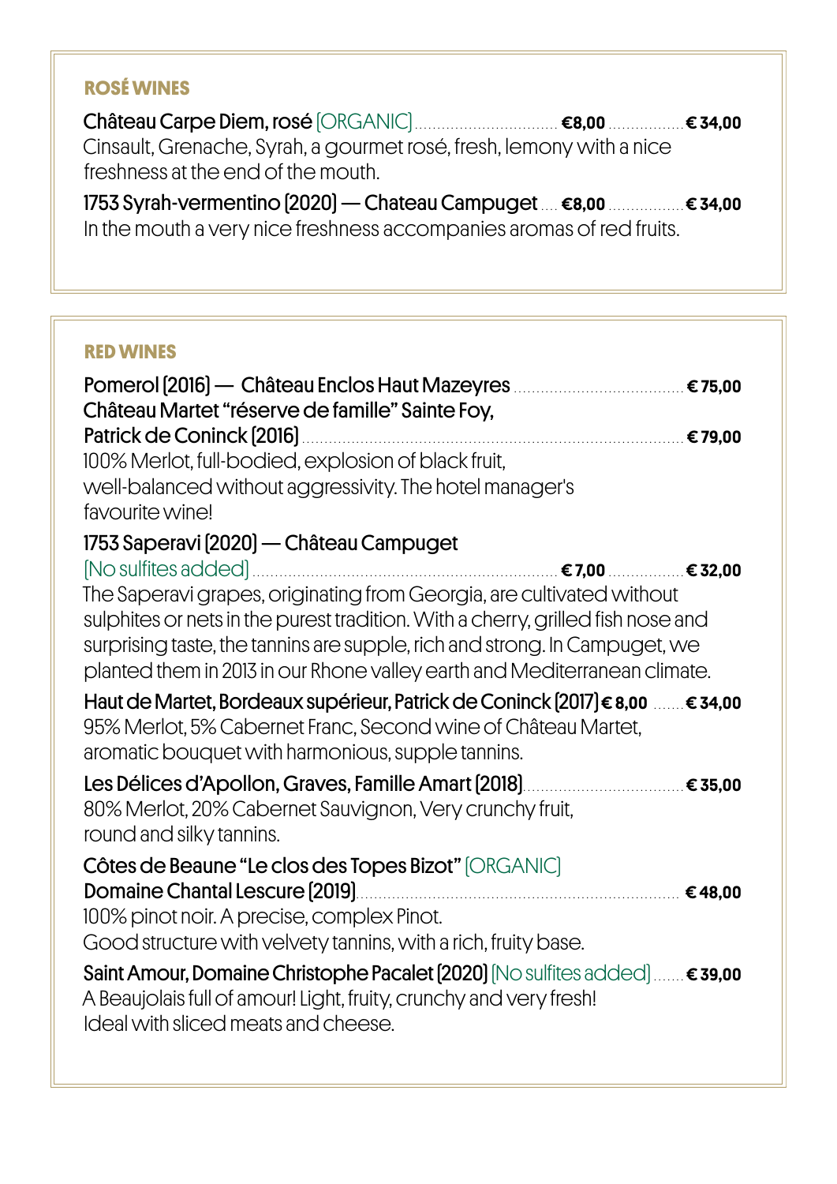## ROSÉ WINES

**Château Carpe Diem, rosé** [ORGANIC] ............ **€8,00** ............ **€ 34,00**
Cinsault, Grenache, Syrah, a gourmet rosé, fresh, lemony with a nice freshness at the end of the mouth.

**1753 Syrah-vermentino (2020) — Chateau Campuget** .... **€8,00** ............ **€ 34,00**
In the mouth a very nice freshness accompanies aromas of red fruits.

## RED WINES

**Pomerol (2016) — Château Enclos Haut Mazeyres** ............ **€ 75,00**

**Château Martet "réserve de famille" Sainte Foy, Patrick de Coninck (2016)** ............ **€ 79,00**
100% Merlot, full-bodied, explosion of black fruit, well-balanced without aggressivity. The hotel manager's favourite wine!

**1753 Saperavi (2020) — Château Campuget** [No sulfites added] ............ **€ 7,00** ............ **€ 32,00**
The Saperavi grapes, originating from Georgia, are cultivated without sulphites or nets in the purest tradition. With a cherry, grilled fish nose and surprising taste, the tannins are supple, rich and strong. In Campuget, we planted them in 2013 in our Rhone valley earth and Mediterranean climate.

**Haut de Martet, Bordeaux supérieur, Patrick de Coninck (2017)** **€ 8,00** ....... **€ 34,00**
95% Merlot, 5% Cabernet Franc, Second wine of Château Martet, aromatic bouquet with harmonious, supple tannins.

**Les Délices d'Apollon, Graves, Famille Amart (2018)** ............ **€ 35,00**
80% Merlot, 20% Cabernet Sauvignon, Very crunchy fruit, round and silky tannins.

**Côtes de Beaune "Le clos des Topes Bizot"** [ORGANIC] **Domaine Chantal Lescure (2019)** ............ **€ 48,00**
100% pinot noir. A precise, complex Pinot. Good structure with velvety tannins, with a rich, fruity base.

**Saint Amour, Domaine Christophe Pacalet (2020)** [No sulfites added] ....... **€ 39,00**
A Beaujolais full of amour! Light, fruity, crunchy and very fresh! Ideal with sliced meats and cheese.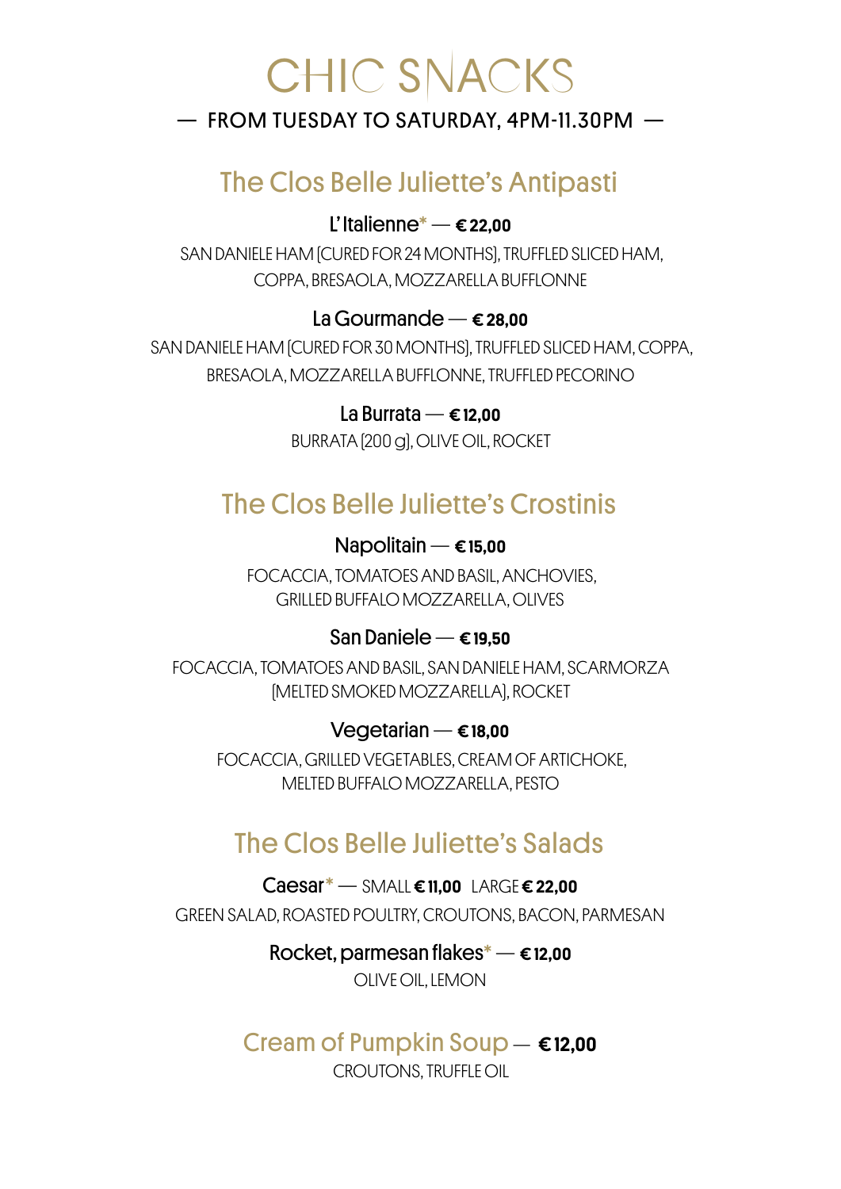# CHIC SNACKS

— FROM TUESDAY TO SATURDAY, 4PM-11.30PM —

## The Clos Belle Juliette's Antipasti

**L'Italienne*** — **€ 22,00**

SAN DANIELE HAM [CURED FOR 24 MONTHS], TRUFFLED SLICED HAM, COPPA, BRESAOLA, MOZZARELLA BUFFLONNE

**La Gourmande** — **€ 28,00**

SAN DANIELE HAM [CURED FOR 30 MONTHS], TRUFFLED SLICED HAM, COPPA, BRESAOLA, MOZZARELLA BUFFLONNE, TRUFFLED PECORINO

**La Burrata** — **€ 12,00**

BURRATA [200 g], OLIVE OIL, ROCKET

## The Clos Belle Juliette's Crostinis

**Napolitain** — **€ 15,00**

FOCACCIA, TOMATOES AND BASIL, ANCHOVIES, GRILLED BUFFALO MOZZARELLA, OLIVES

**San Daniele** — **€ 19,50**

FOCACCIA, TOMATOES AND BASIL, SAN DANIELE HAM, SCARMORZA [MELTED SMOKED MOZZARELLA], ROCKET

**Vegetarian** — **€ 18,00**

FOCACCIA, GRILLED VEGETABLES, CREAM OF ARTICHOKE, MELTED BUFFALO MOZZARELLA, PESTO

## The Clos Belle Juliette's Salads

**Caesar*** — SMALL **€ 11,00** LARGE **€ 22,00**

GREEN SALAD, ROASTED POULTRY, CROUTONS, BACON, PARMESAN

**Rocket, parmesan flakes*** — **€ 12,00**

OLIVE OIL, LEMON

## Cream of Pumpkin Soup — **€ 12,00**

CROUTONS, TRUFFLE OIL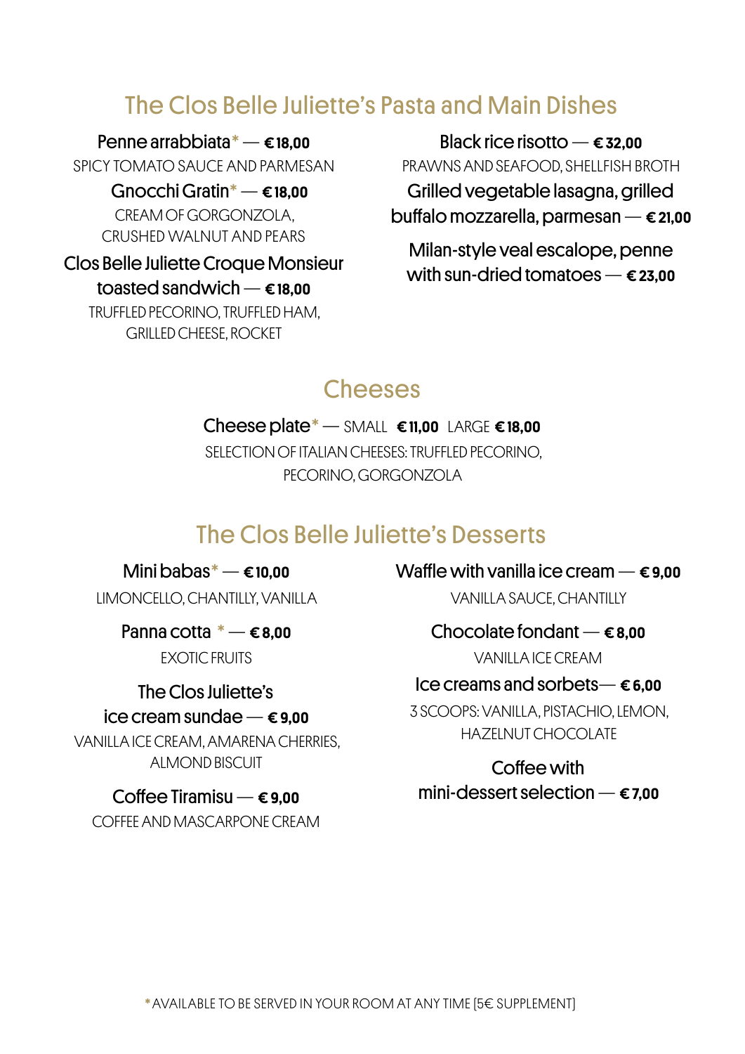## The Clos Belle Juliette's Pasta and Main Dishes

Penne arrabbiata* — **€ 18,00**
SPICY TOMATO SAUCE AND PARMESAN

Gnocchi Gratin* — **€ 18,00**
CREAM OF GORGONZOLA, CRUSHED WALNUT AND PEARS

Clos Belle Juliette Croque Monsieur toasted sandwich — **€ 18,00**
TRUFFLED PECORINO, TRUFFLED HAM, GRILLED CHEESE, ROCKET

Black rice risotto — **€ 32,00**
PRAWNS AND SEAFOOD, SHELLFISH BROTH

Grilled vegetable lasagna, grilled buffalo mozzarella, parmesan — **€ 21,00**

Milan-style veal escalope, penne with sun-dried tomatoes — **€ 23,00**

## Cheeses

Cheese plate* — SMALL **€ 11,00** LARGE **€ 18,00**
SELECTION OF ITALIAN CHEESES: TRUFFLED PECORINO, PECORINO, GORGONZOLA

## The Clos Belle Juliette's Desserts

Mini babas* — **€ 10,00**
LIMONCELLO, CHANTILLY, VANILLA

Panna cotta * — **€ 8,00**
EXOTIC FRUITS

The Clos Juliette's ice cream sundae — **€ 9,00**
VANILLA ICE CREAM, AMARENA CHERRIES, ALMOND BISCUIT

Coffee Tiramisu — **€ 9,00**
COFFEE AND MASCARPONE CREAM

Waffle with vanilla ice cream — **€ 9,00**
VANILLA SAUCE, CHANTILLY

Chocolate fondant — **€ 8,00**
VANILLA ICE CREAM

Ice creams and sorbets— **€ 6,00**
3 SCOOPS: VANILLA, PISTACHIO, LEMON, HAZELNUT CHOCOLATE

Coffee with mini-dessert selection — **€ 7,00**

*AVAILABLE TO BE SERVED IN YOUR ROOM AT ANY TIME (5€ SUPPLEMENT)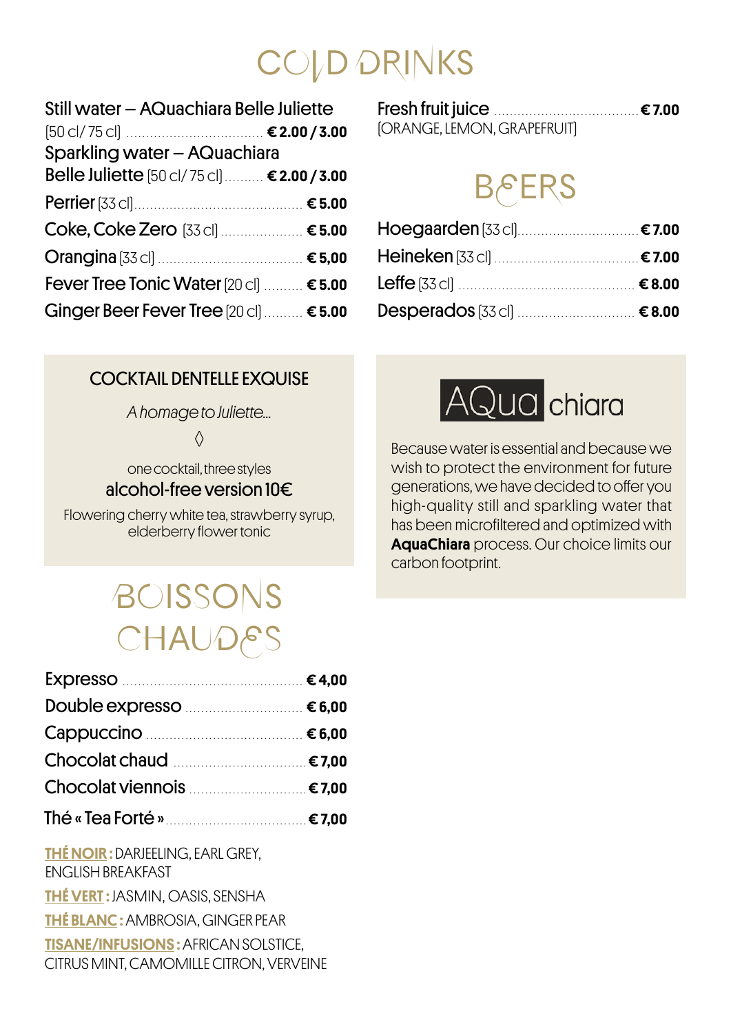# COLD DRINKS

Still water – AQuachiara Belle Juliette [50 cl / 75 cl] ........ **€ 2.00 / 3.00**

Sparkling water – AQuachiara Belle Juliette [50 cl / 75 cl] ........ **€ 2.00 / 3.00**

Perrier [33 cl] ........ **€ 5.00**

Coke, Coke Zero [33 cl] ........ **€ 5.00**

Orangina [33 cl] ........ **€ 5,00**

Fever Tree Tonic Water [20 cl] ........ **€ 5.00**

Ginger Beer Fever Tree [20 cl] ........ **€ 5.00**

Fresh fruit juice ........ **€ 7.00**
[ORANGE, LEMON, GRAPEFRUIT]

# BEERS

Hoegaarden [33 cl] ........ **€ 7.00**

Heineken [33 cl] ........ **€ 7.00**

Leffe [33 cl] ........ **€ 8.00**

Desperados [33 cl] ........ **€ 8.00**

## COCKTAIL DENTELLE EXQUISE

*A homage to Juliette...*

◊

one cocktail, three styles

alcohol-free version 10€

Flowering cherry white tea, strawberry syrup, elderberry flower tonic

## AQua chiara

Because water is essential and because we wish to protect the environment for future generations, we have decided to offer you high-quality still and sparkling water that has been microfiltered and optimized with **AquaChiara** process. Our choice limits our carbon footprint.

# BOISSONS CHAUDES

Expresso ........ **€ 4,00**

Double expresso ........ **€ 6,00**

Cappuccino ........ **€ 6,00**

Chocolat chaud ........ **€ 7,00**

Chocolat viennois ........ **€ 7,00**

Thé « Tea Forté » ........ **€ 7,00**

**THÉ NOIR :** DARJEELING, EARL GREY, ENGLISH BREAKFAST

**THÉ VERT :** JASMIN, OASIS, SENSHA

**THÉ BLANC :** AMBROSIA, GINGER PEAR

**TISANE/INFUSIONS :** AFRICAN SOLSTICE, CITRUS MINT, CAMOMILLE CITRON, VERVEINE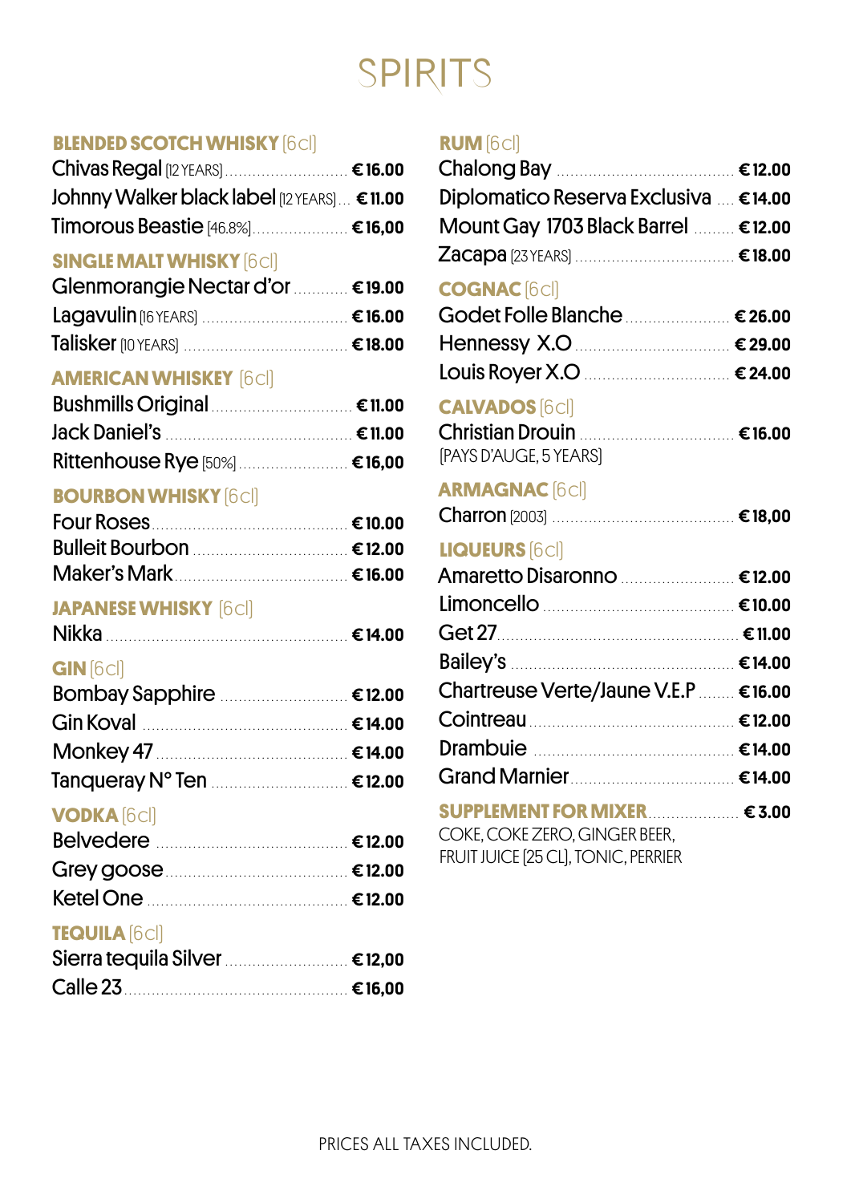# SPIRITS

## BLENDED SCOTCH WHISKY [6cl]

- Chivas Regal [12 YEARS] ........ €16.00
- Johnny Walker black label [12 YEARS] ... €11.00
- Timorous Beastie [46.8%] ........ €16,00

## SINGLE MALT WHISKY [6cl]

- Glenmorangie Nectar d'or ........ €19.00
- Lagavulin [16 YEARS] ........ €16.00
- Talisker [10 YEARS] ........ €18.00

## AMERICAN WHISKEY [6cl]

- Bushmills Original ........ €11.00
- Jack Daniel's ........ €11.00
- Rittenhouse Rye [50%] ........ €16,00

## BOURBON WHISKY [6cl]

- Four Roses ........ €10.00
- Bulleit Bourbon ........ €12.00
- Maker's Mark ........ €16.00

## JAPANESE WHISKY [6cl]

- Nikka ........ €14.00

## GIN [6cl]

- Bombay Sapphire ........ €12.00
- Gin Koval ........ €14.00
- Monkey 47 ........ €14.00
- Tanqueray N° Ten ........ €12.00

## VODKA [6cl]

- Belvedere ........ €12.00
- Grey goose ........ €12.00
- Ketel One ........ €12.00

## TEQUILA [6cl]

- Sierra tequila Silver ........ €12,00
- Calle 23 ........ €16,00

## RUM [6cl]

- Chalong Bay ........ €12.00
- Diplomatico Reserva Exclusiva ........ €14.00
- Mount Gay 1703 Black Barrel ........ €12.00
- Zacapa [23 YEARS] ........ €18.00

## COGNAC [6cl]

- Godet Folle Blanche ........ €26.00
- Hennessy X.O ........ €29.00
- Louis Royer X.O ........ €24.00

## CALVADOS [6cl]

- Christian Drouin ........ €16.00
  [PAYS D'AUGE, 5 YEARS]

## ARMAGNAC [6cl]

- Charron [2003] ........ €18,00

## LIQUEURS [6cl]

- Amaretto Disaronno ........ €12.00
- Limoncello ........ €10.00
- Get 27 ........ €11.00
- Bailey's ........ €14.00
- Chartreuse Verte/Jaune V.E.P ........ €16.00
- Cointreau ........ €12.00
- Drambuie ........ €14.00
- Grand Marnier ........ €14.00

## SUPPLEMENT FOR MIXER ........ €3.00

COKE, COKE ZERO, GINGER BEER,
FRUIT JUICE [25 CL], TONIC, PERRIER

PRICES ALL TAXES INCLUDED.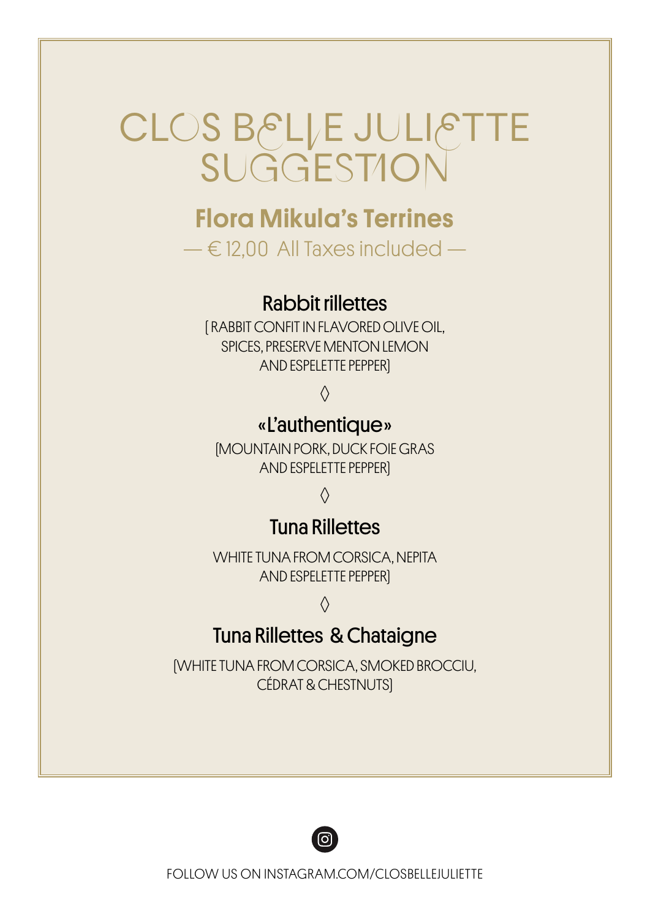# CLOS BELLE JULIETTE SUGGESTION

## Flora Mikula's Terrines

— € 12,00 All Taxes included —

### Rabbit rillettes

[ RABBIT CONFIT IN FLAVORED OLIVE OIL, SPICES, PRESERVE MENTON LEMON AND ESPELETTE PEPPER]

◊

### «L'authentique»

[MOUNTAIN PORK, DUCK FOIE GRAS AND ESPELETTE PEPPER]

◊

### Tuna Rillettes

WHITE TUNA FROM CORSICA, NEPITA AND ESPELETTE PEPPER]

◊

### Tuna Rillettes & Chataigne

[WHITE TUNA FROM CORSICA, SMOKED BROCCIU, CÉDRAT & CHESTNUTS]

FOLLOW US ON INSTAGRAM.COM/CLOSBELLEJULIETTE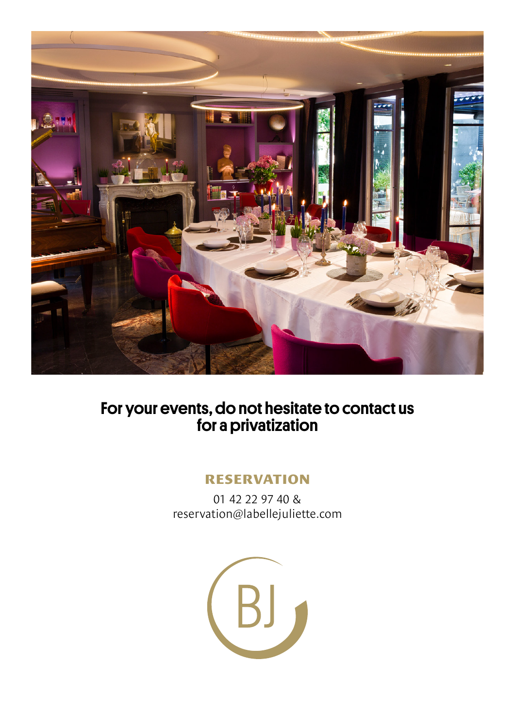## For your events, do not hesitate to contact us for a privatization

### RESERVATION

01 42 22 97 40 &
reservation@labellejuliette.com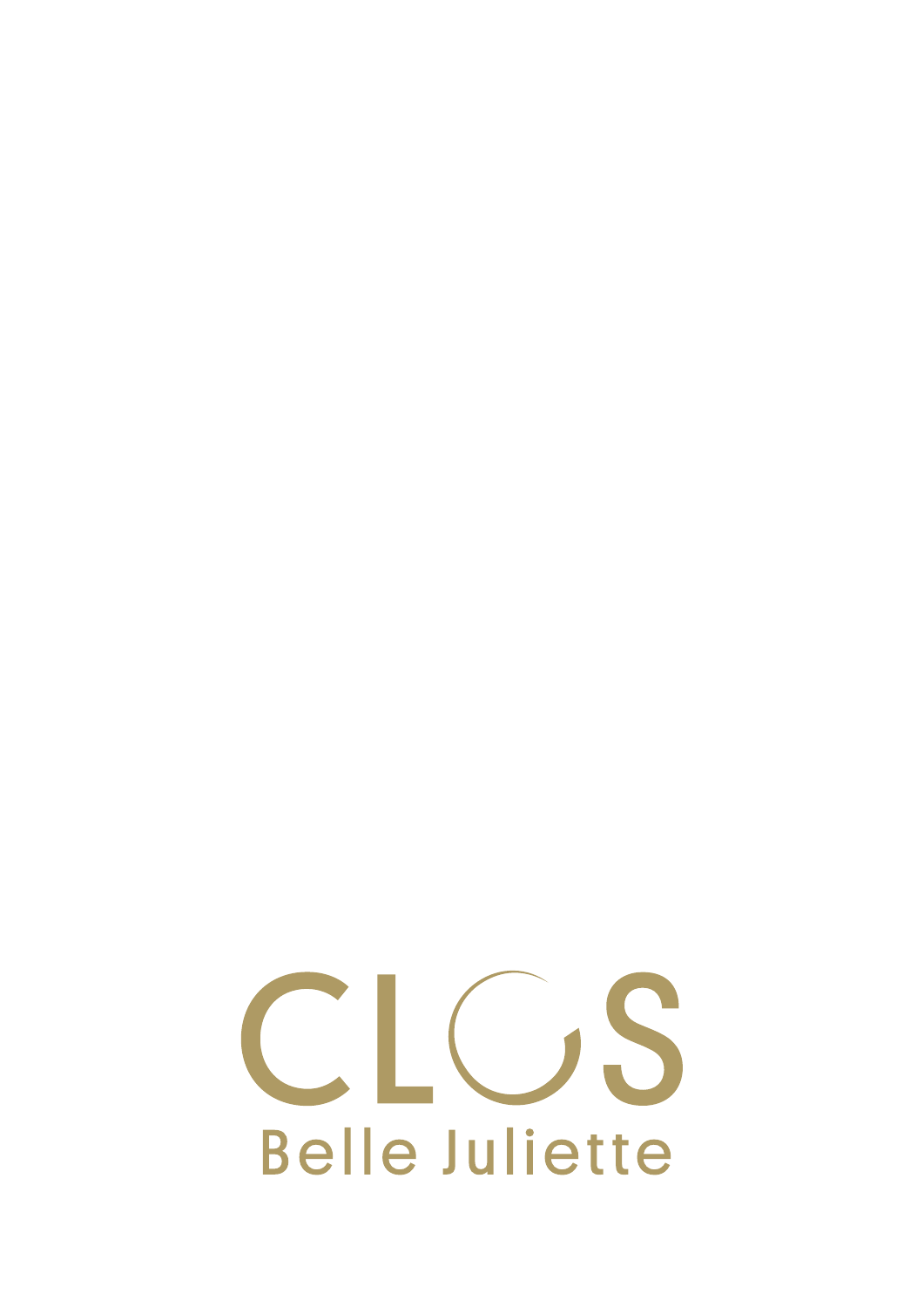CLOS

Belle Juliette